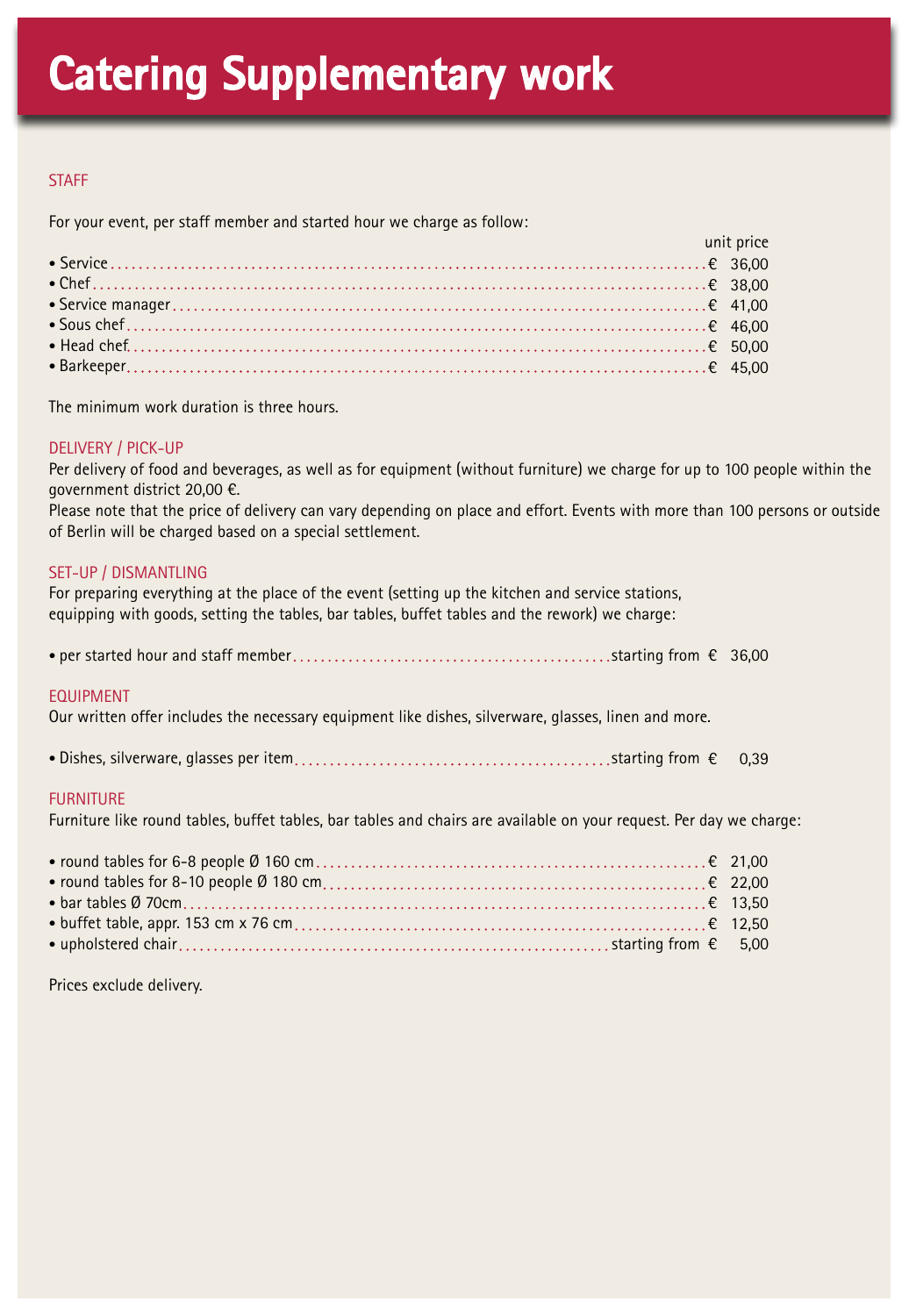# Catering Supplementary work

## STAFF

For your event, per staff member and started hour we charge as follow:

| | unit price |
|---|---|
| • Service | € 36,00 |
| • Chef | € 38,00 |
| • Service manager | € 41,00 |
| • Sous chef | € 46,00 |
| • Head chef | € 50,00 |
| • Barkeeper | € 45,00 |

The minimum work duration is three hours.

## DELIVERY / PICK-UP

Per delivery of food and beverages, as well as for equipment (without furniture) we charge for up to 100 people within the government district 20,00 €.
Please note that the price of delivery can vary depending on place and effort. Events with more than 100 persons or outside of Berlin will be charged based on a special settlement.

## SET-UP / DISMANTLING

For preparing everything at the place of the event (setting up the kitchen and service stations, equipping with goods, setting the tables, bar tables, buffet tables and the rework) we charge:

| | |
|---|---|
| • per started hour and staff member | starting from € 36,00 |

## EQUIPMENT

Our written offer includes the necessary equipment like dishes, silverware, glasses, linen and more.

| | |
|---|---|
| • Dishes, silverware, glasses per item | starting from € 0,39 |

## FURNITURE

Furniture like round tables, buffet tables, bar tables and chairs are available on your request. Per day we charge:

| | |
|---|---|
| • round tables for 6-8 people Ø 160 cm | € 21,00 |
| • round tables for 8-10 people Ø 180 cm | € 22,00 |
| • bar tables Ø 70cm | € 13,50 |
| • buffet table, appr. 153 cm x 76 cm | € 12,50 |
| • upholstered chair | starting from € 5,00 |

Prices exclude delivery.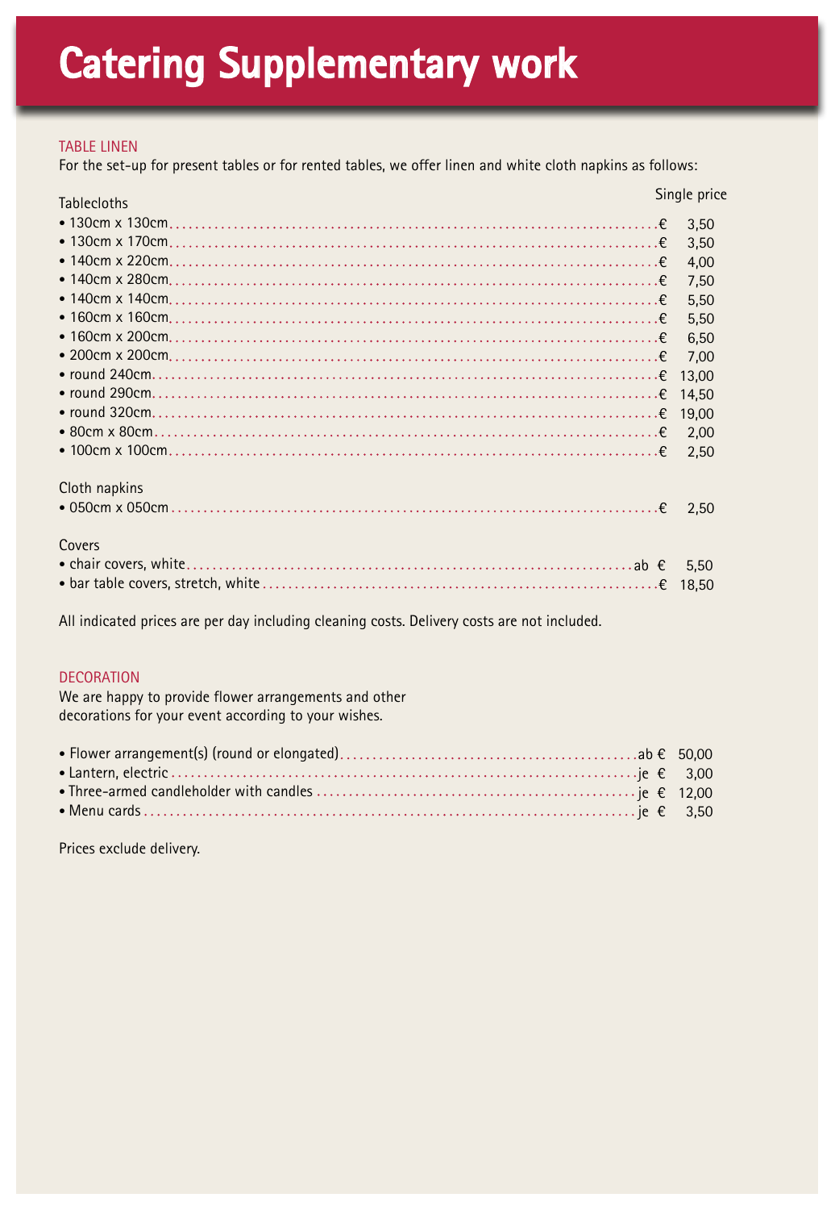# Catering Supplementary work

## TABLE LINEN

For the set-up for present tables or for rented tables, we offer linen and white cloth napkins as follows:

| Tablecloths | | Single price |
|---|---|---|
| • 130cm x 130cm | | € 3,50 |
| • 130cm x 170cm | | € 3,50 |
| • 140cm x 220cm | | € 4,00 |
| • 140cm x 280cm | | € 7,50 |
| • 140cm x 140cm | | € 5,50 |
| • 160cm x 160cm | | € 5,50 |
| • 160cm x 200cm | | € 6,50 |
| • 200cm x 200cm | | € 7,00 |
| • round 240cm | | € 13,00 |
| • round 290cm | | € 14,50 |
| • round 320cm | | € 19,00 |
| • 80cm x 80cm | | € 2,00 |
| • 100cm x 100cm | | € 2,50 |
| **Cloth napkins** | | |
| • 050cm x 050cm | | € 2,50 |
| **Covers** | | |
| • chair covers, white | ab | € 5,50 |
| • bar table covers, stretch, white | | € 18,50 |

All indicated prices are per day including cleaning costs. Delivery costs are not included.

## DECORATION

We are happy to provide flower arrangements and other decorations for your event according to your wishes.

| | | |
|---|---|---|
| • Flower arrangement(s) (round or elongated) | ab | € 50,00 |
| • Lantern, electric | je | € 3,00 |
| • Three-armed candleholder with candles | je | € 12,00 |
| • Menu cards | je | € 3,50 |

Prices exclude delivery.